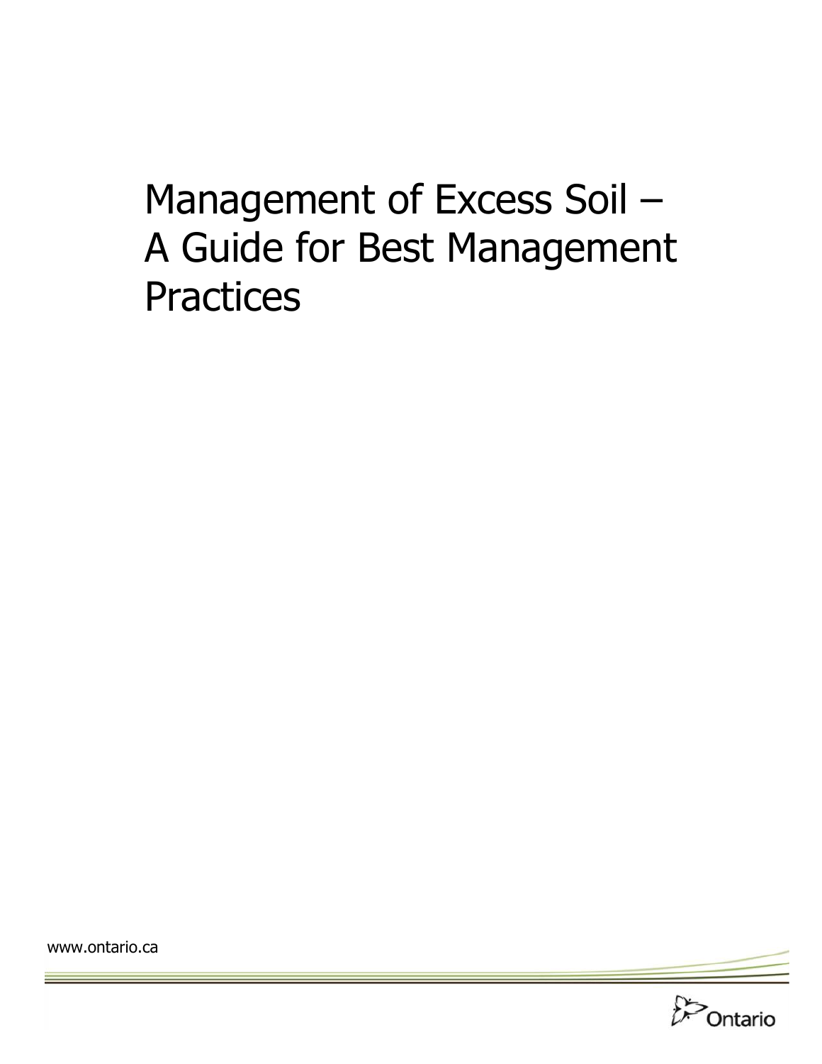# Management of Excess Soil – A Guide for Best Management Practices

www.ontario.ca

Ontario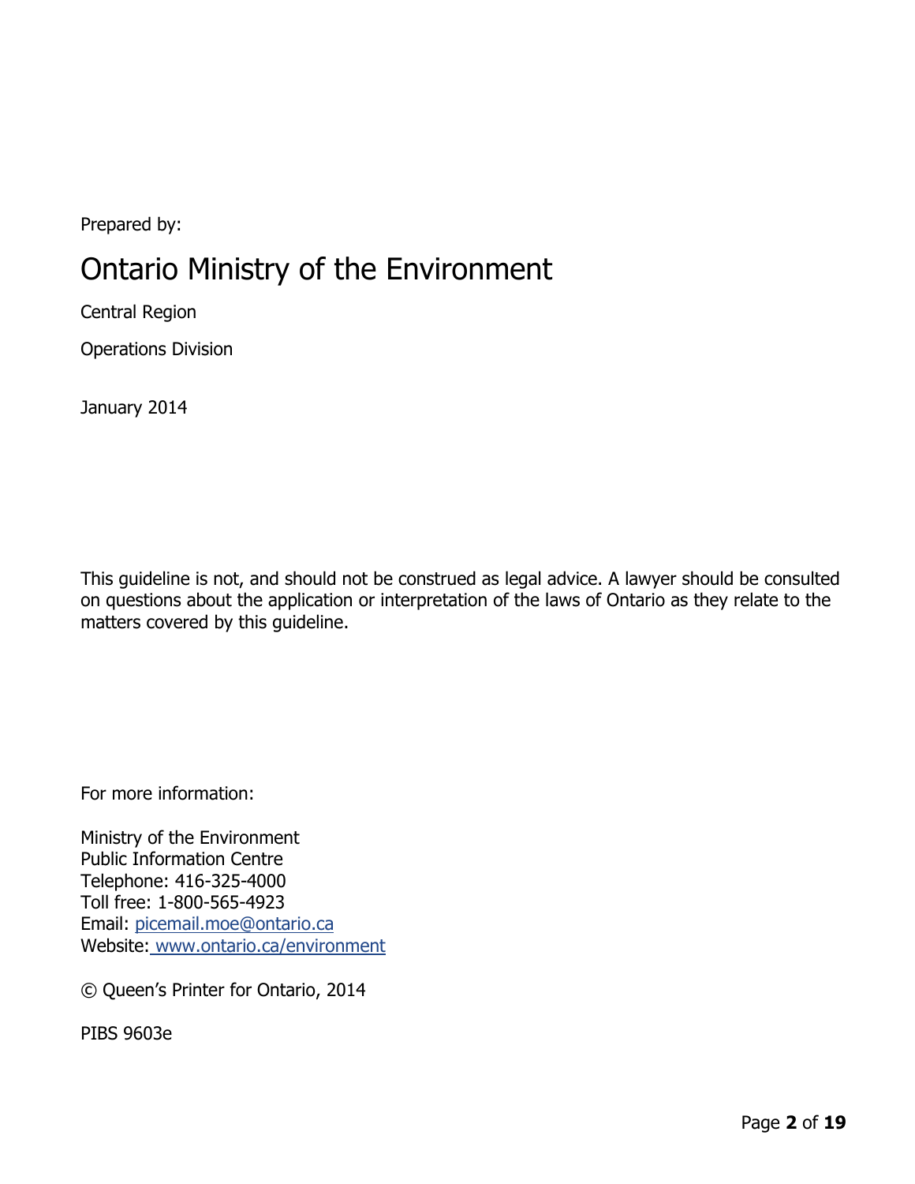Prepared by:

## Ontario Ministry of the Environment

Central Region

Operations Division

January 2014

This guideline is not, and should not be construed as legal advice. A lawyer should be consulted on questions about the application or interpretation of the laws of Ontario as they relate to the matters covered by this guideline.

For more information:

Ministry of the Environment
Public Information Centre
Telephone: 416-325-4000
Toll free: 1-800-565-4923
Email: picemail.moe@ontario.ca
Website: www.ontario.ca/environment

© Queen's Printer for Ontario, 2014

PIBS 9603e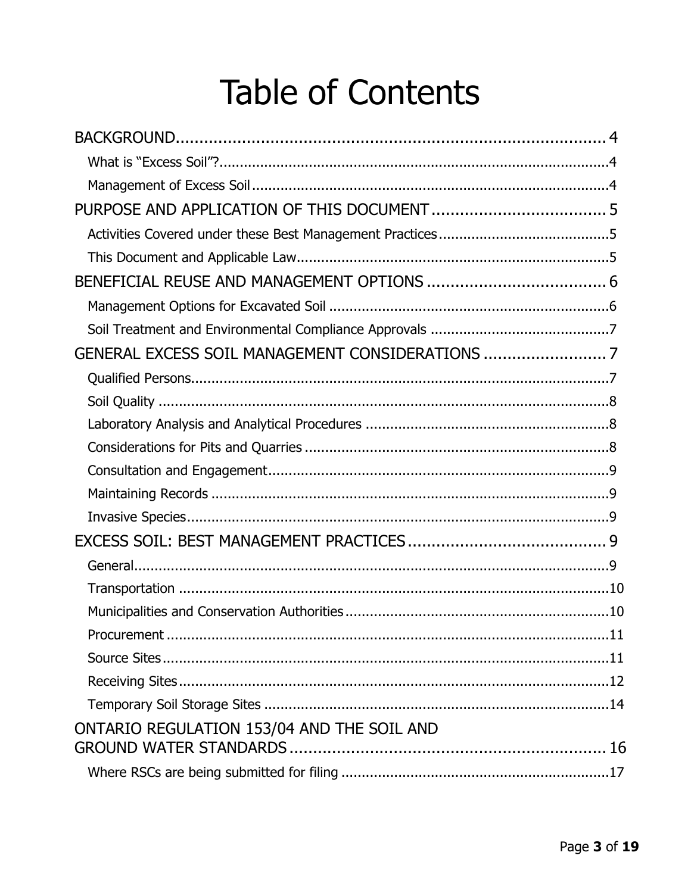# Table of Contents

BACKGROUND ..... 4
- What is "Excess Soil"? ..... 4
- Management of Excess Soil ..... 4

PURPOSE AND APPLICATION OF THIS DOCUMENT ..... 5
- Activities Covered under these Best Management Practices ..... 5
- This Document and Applicable Law ..... 5

BENEFICIAL REUSE AND MANAGEMENT OPTIONS ..... 6
- Management Options for Excavated Soil ..... 6
- Soil Treatment and Environmental Compliance Approvals ..... 7

GENERAL EXCESS SOIL MANAGEMENT CONSIDERATIONS ..... 7
- Qualified Persons ..... 7
- Soil Quality ..... 8
- Laboratory Analysis and Analytical Procedures ..... 8
- Considerations for Pits and Quarries ..... 8
- Consultation and Engagement ..... 9
- Maintaining Records ..... 9
- Invasive Species ..... 9

EXCESS SOIL: BEST MANAGEMENT PRACTICES ..... 9
- General ..... 9
- Transportation ..... 10
- Municipalities and Conservation Authorities ..... 10
- Procurement ..... 11
- Source Sites ..... 11
- Receiving Sites ..... 12
- Temporary Soil Storage Sites ..... 14

ONTARIO REGULATION 153/04 AND THE SOIL AND GROUND WATER STANDARDS ..... 16
- Where RSCs are being submitted for filing ..... 17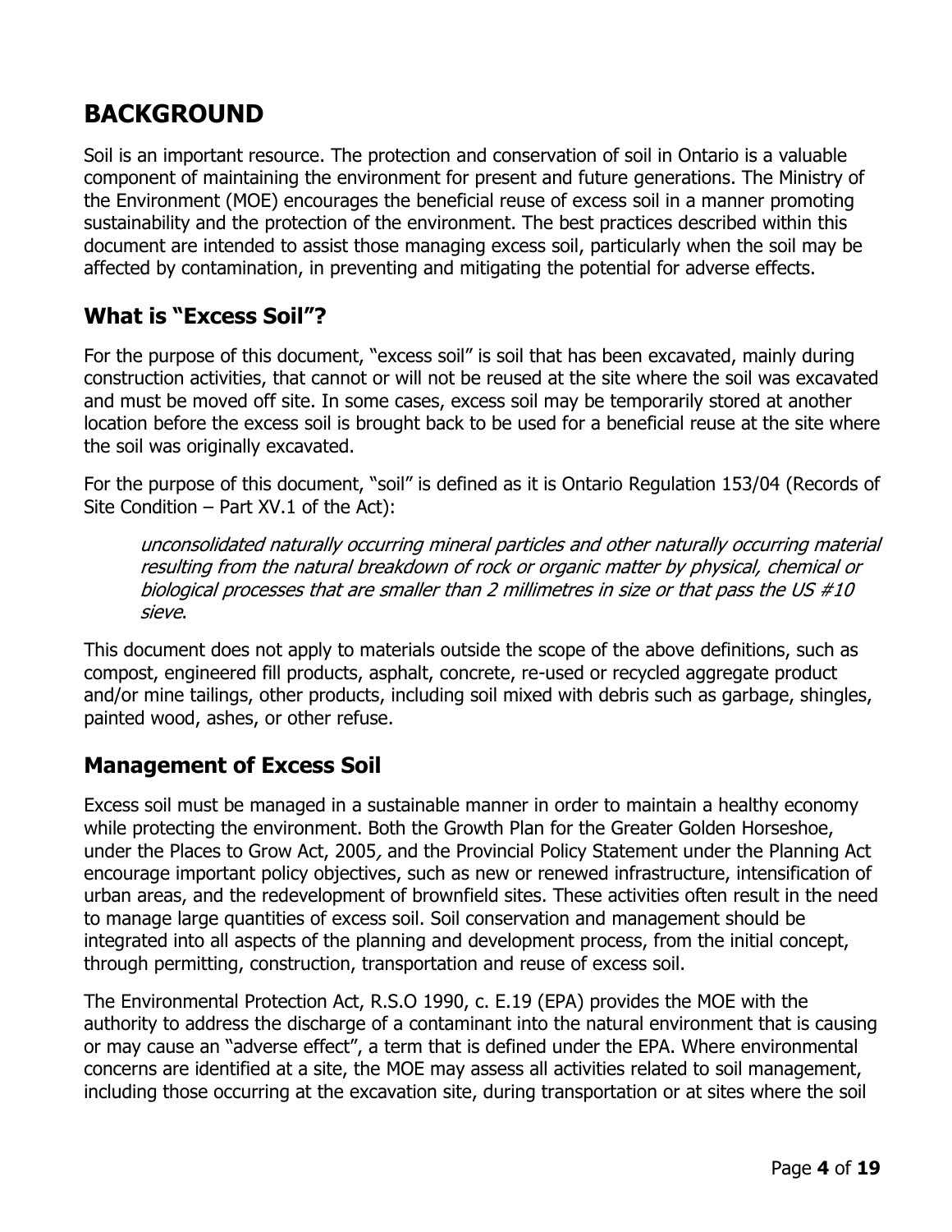# BACKGROUND

Soil is an important resource. The protection and conservation of soil in Ontario is a valuable component of maintaining the environment for present and future generations. The Ministry of the Environment (MOE) encourages the beneficial reuse of excess soil in a manner promoting sustainability and the protection of the environment. The best practices described within this document are intended to assist those managing excess soil, particularly when the soil may be affected by contamination, in preventing and mitigating the potential for adverse effects.

## What is "Excess Soil"?

For the purpose of this document, "excess soil" is soil that has been excavated, mainly during construction activities, that cannot or will not be reused at the site where the soil was excavated and must be moved off site. In some cases, excess soil may be temporarily stored at another location before the excess soil is brought back to be used for a beneficial reuse at the site where the soil was originally excavated.

For the purpose of this document, "soil" is defined as it is Ontario Regulation 153/04 (Records of Site Condition – Part XV.1 of the Act):

> *unconsolidated naturally occurring mineral particles and other naturally occurring material resulting from the natural breakdown of rock or organic matter by physical, chemical or biological processes that are smaller than 2 millimetres in size or that pass the US #10 sieve*.

This document does not apply to materials outside the scope of the above definitions, such as compost, engineered fill products, asphalt, concrete, re-used or recycled aggregate product and/or mine tailings, other products, including soil mixed with debris such as garbage, shingles, painted wood, ashes, or other refuse.

## Management of Excess Soil

Excess soil must be managed in a sustainable manner in order to maintain a healthy economy while protecting the environment. Both the Growth Plan for the Greater Golden Horseshoe, under the Places to Grow Act, 2005*,* and the Provincial Policy Statement under the Planning Act encourage important policy objectives, such as new or renewed infrastructure, intensification of urban areas, and the redevelopment of brownfield sites. These activities often result in the need to manage large quantities of excess soil. Soil conservation and management should be integrated into all aspects of the planning and development process, from the initial concept, through permitting, construction, transportation and reuse of excess soil.

The Environmental Protection Act, R.S.O 1990, c. E.19 (EPA) provides the MOE with the authority to address the discharge of a contaminant into the natural environment that is causing or may cause an "adverse effect", a term that is defined under the EPA. Where environmental concerns are identified at a site, the MOE may assess all activities related to soil management, including those occurring at the excavation site, during transportation or at sites where the soil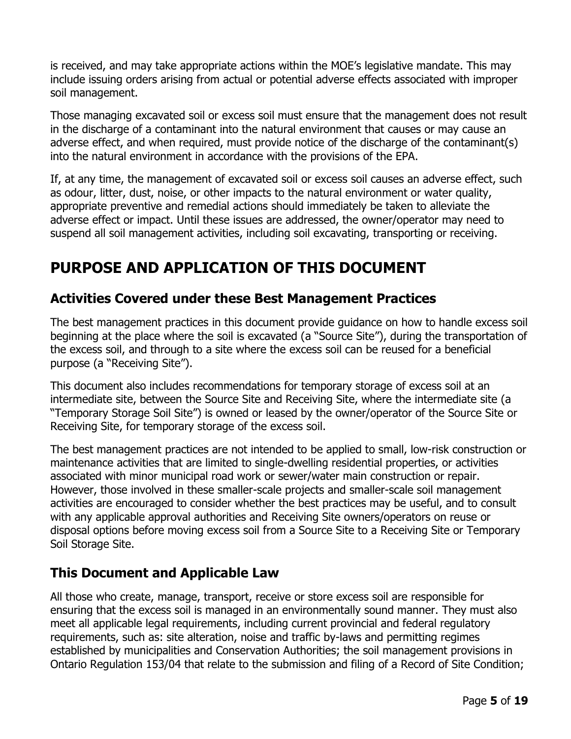is received, and may take appropriate actions within the MOE's legislative mandate. This may include issuing orders arising from actual or potential adverse effects associated with improper soil management.

Those managing excavated soil or excess soil must ensure that the management does not result in the discharge of a contaminant into the natural environment that causes or may cause an adverse effect, and when required, must provide notice of the discharge of the contaminant(s) into the natural environment in accordance with the provisions of the EPA.

If, at any time, the management of excavated soil or excess soil causes an adverse effect, such as odour, litter, dust, noise, or other impacts to the natural environment or water quality, appropriate preventive and remedial actions should immediately be taken to alleviate the adverse effect or impact. Until these issues are addressed, the owner/operator may need to suspend all soil management activities, including soil excavating, transporting or receiving.

# PURPOSE AND APPLICATION OF THIS DOCUMENT

## Activities Covered under these Best Management Practices

The best management practices in this document provide guidance on how to handle excess soil beginning at the place where the soil is excavated (a "Source Site"), during the transportation of the excess soil, and through to a site where the excess soil can be reused for a beneficial purpose (a "Receiving Site").

This document also includes recommendations for temporary storage of excess soil at an intermediate site, between the Source Site and Receiving Site, where the intermediate site (a "Temporary Storage Soil Site") is owned or leased by the owner/operator of the Source Site or Receiving Site, for temporary storage of the excess soil.

The best management practices are not intended to be applied to small, low-risk construction or maintenance activities that are limited to single-dwelling residential properties, or activities associated with minor municipal road work or sewer/water main construction or repair. However, those involved in these smaller-scale projects and smaller-scale soil management activities are encouraged to consider whether the best practices may be useful, and to consult with any applicable approval authorities and Receiving Site owners/operators on reuse or disposal options before moving excess soil from a Source Site to a Receiving Site or Temporary Soil Storage Site.

## This Document and Applicable Law

All those who create, manage, transport, receive or store excess soil are responsible for ensuring that the excess soil is managed in an environmentally sound manner. They must also meet all applicable legal requirements, including current provincial and federal regulatory requirements, such as: site alteration, noise and traffic by-laws and permitting regimes established by municipalities and Conservation Authorities; the soil management provisions in Ontario Regulation 153/04 that relate to the submission and filing of a Record of Site Condition;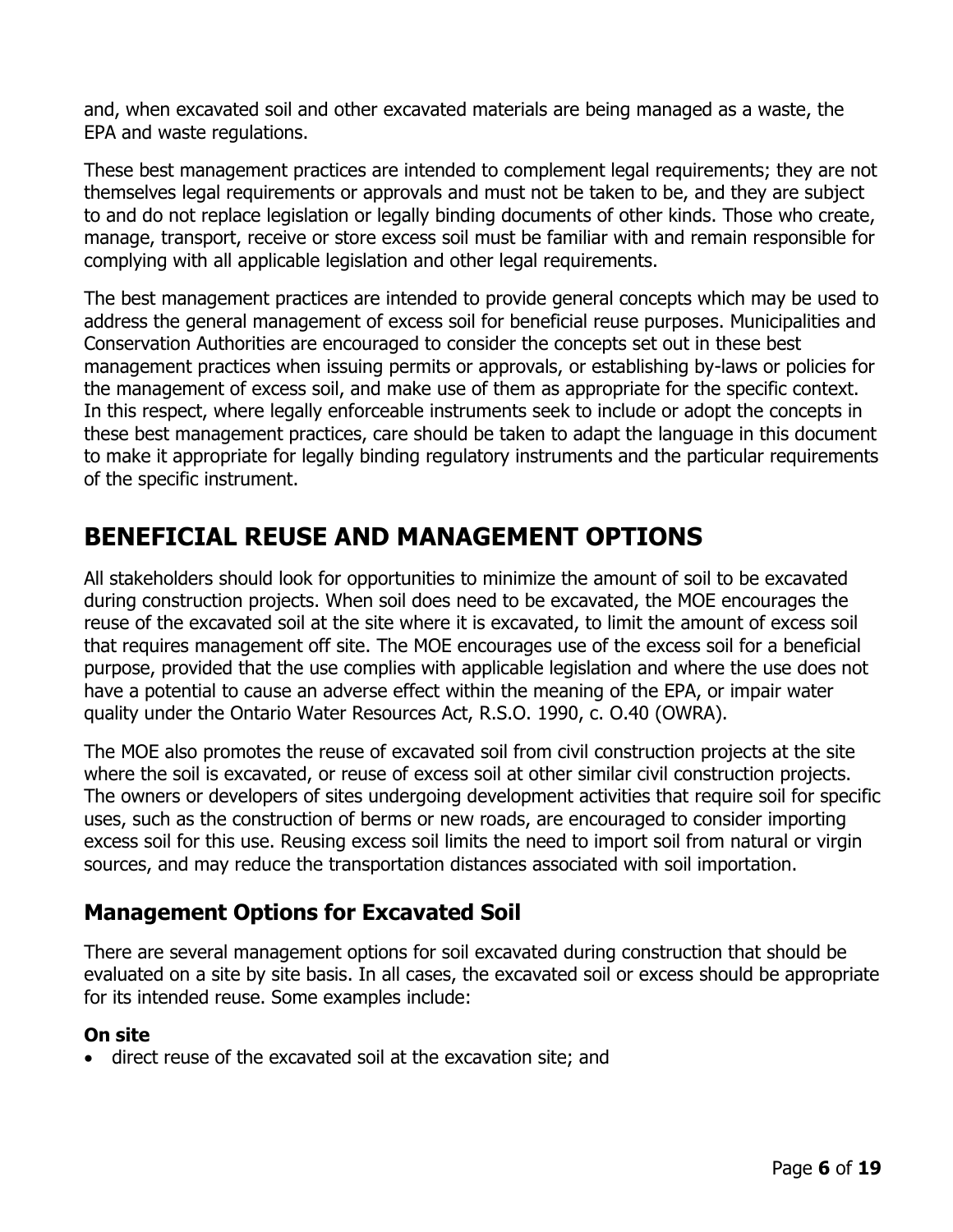and, when excavated soil and other excavated materials are being managed as a waste, the EPA and waste regulations.

These best management practices are intended to complement legal requirements; they are not themselves legal requirements or approvals and must not be taken to be, and they are subject to and do not replace legislation or legally binding documents of other kinds. Those who create, manage, transport, receive or store excess soil must be familiar with and remain responsible for complying with all applicable legislation and other legal requirements.

The best management practices are intended to provide general concepts which may be used to address the general management of excess soil for beneficial reuse purposes. Municipalities and Conservation Authorities are encouraged to consider the concepts set out in these best management practices when issuing permits or approvals, or establishing by-laws or policies for the management of excess soil, and make use of them as appropriate for the specific context. In this respect, where legally enforceable instruments seek to include or adopt the concepts in these best management practices, care should be taken to adapt the language in this document to make it appropriate for legally binding regulatory instruments and the particular requirements of the specific instrument.

# BENEFICIAL REUSE AND MANAGEMENT OPTIONS

All stakeholders should look for opportunities to minimize the amount of soil to be excavated during construction projects. When soil does need to be excavated, the MOE encourages the reuse of the excavated soil at the site where it is excavated, to limit the amount of excess soil that requires management off site. The MOE encourages use of the excess soil for a beneficial purpose, provided that the use complies with applicable legislation and where the use does not have a potential to cause an adverse effect within the meaning of the EPA, or impair water quality under the Ontario Water Resources Act, R.S.O. 1990, c. O.40 (OWRA).

The MOE also promotes the reuse of excavated soil from civil construction projects at the site where the soil is excavated, or reuse of excess soil at other similar civil construction projects. The owners or developers of sites undergoing development activities that require soil for specific uses, such as the construction of berms or new roads, are encouraged to consider importing excess soil for this use. Reusing excess soil limits the need to import soil from natural or virgin sources, and may reduce the transportation distances associated with soil importation.

## Management Options for Excavated Soil

There are several management options for soil excavated during construction that should be evaluated on a site by site basis. In all cases, the excavated soil or excess should be appropriate for its intended reuse. Some examples include:

**On site**

- direct reuse of the excavated soil at the excavation site; and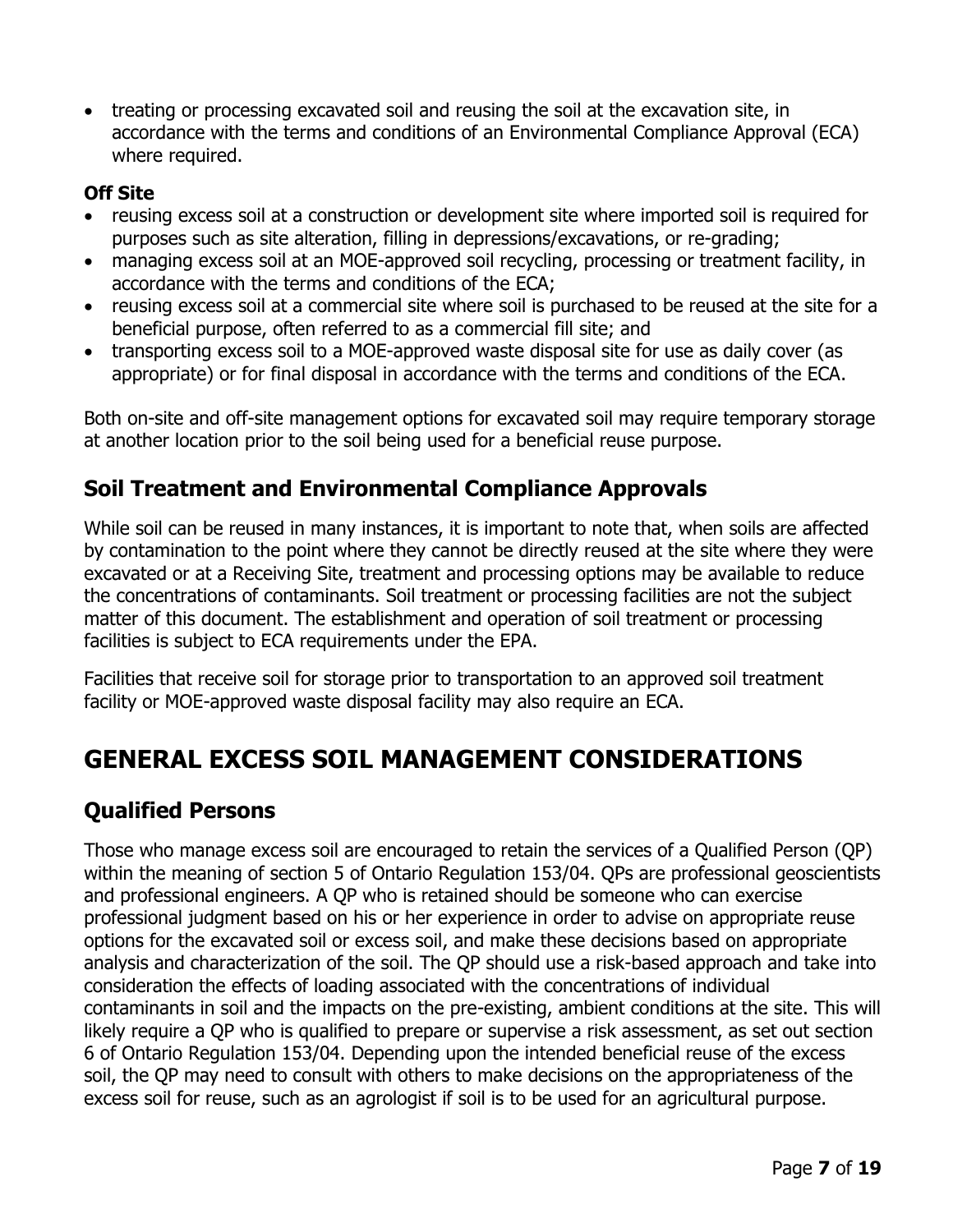- treating or processing excavated soil and reusing the soil at the excavation site, in accordance with the terms and conditions of an Environmental Compliance Approval (ECA) where required.

**Off Site**

- reusing excess soil at a construction or development site where imported soil is required for purposes such as site alteration, filling in depressions/excavations, or re-grading;
- managing excess soil at an MOE-approved soil recycling, processing or treatment facility, in accordance with the terms and conditions of the ECA;
- reusing excess soil at a commercial site where soil is purchased to be reused at the site for a beneficial purpose, often referred to as a commercial fill site; and
- transporting excess soil to a MOE-approved waste disposal site for use as daily cover (as appropriate) or for final disposal in accordance with the terms and conditions of the ECA.

Both on-site and off-site management options for excavated soil may require temporary storage at another location prior to the soil being used for a beneficial reuse purpose.

## Soil Treatment and Environmental Compliance Approvals

While soil can be reused in many instances, it is important to note that, when soils are affected by contamination to the point where they cannot be directly reused at the site where they were excavated or at a Receiving Site, treatment and processing options may be available to reduce the concentrations of contaminants. Soil treatment or processing facilities are not the subject matter of this document. The establishment and operation of soil treatment or processing facilities is subject to ECA requirements under the EPA.

Facilities that receive soil for storage prior to transportation to an approved soil treatment facility or MOE-approved waste disposal facility may also require an ECA.

# GENERAL EXCESS SOIL MANAGEMENT CONSIDERATIONS

## Qualified Persons

Those who manage excess soil are encouraged to retain the services of a Qualified Person (QP) within the meaning of section 5 of Ontario Regulation 153/04. QPs are professional geoscientists and professional engineers. A QP who is retained should be someone who can exercise professional judgment based on his or her experience in order to advise on appropriate reuse options for the excavated soil or excess soil, and make these decisions based on appropriate analysis and characterization of the soil. The QP should use a risk-based approach and take into consideration the effects of loading associated with the concentrations of individual contaminants in soil and the impacts on the pre-existing, ambient conditions at the site. This will likely require a QP who is qualified to prepare or supervise a risk assessment, as set out section 6 of Ontario Regulation 153/04. Depending upon the intended beneficial reuse of the excess soil, the QP may need to consult with others to make decisions on the appropriateness of the excess soil for reuse, such as an agrologist if soil is to be used for an agricultural purpose.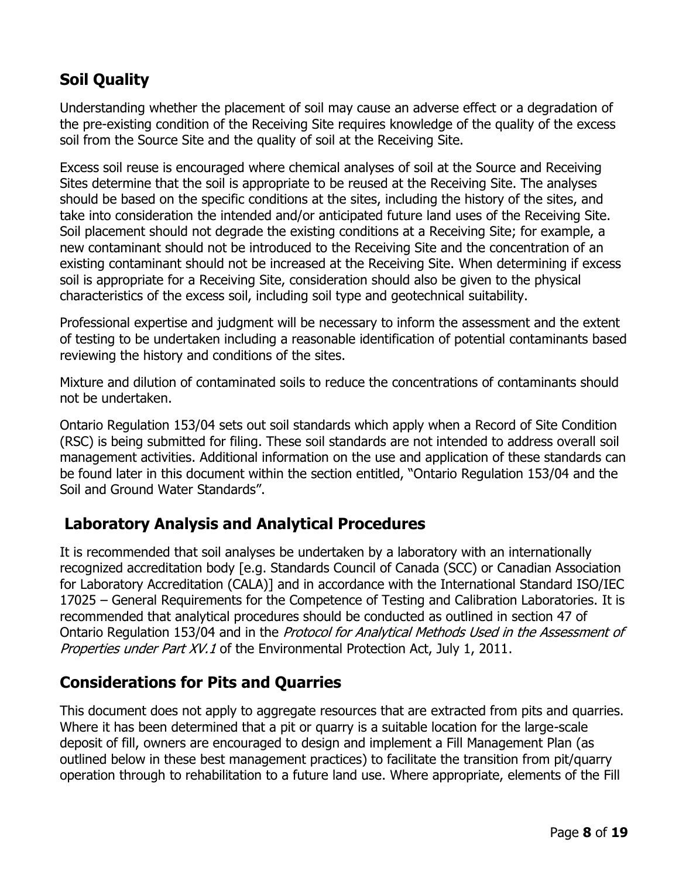## Soil Quality

Understanding whether the placement of soil may cause an adverse effect or a degradation of the pre-existing condition of the Receiving Site requires knowledge of the quality of the excess soil from the Source Site and the quality of soil at the Receiving Site.

Excess soil reuse is encouraged where chemical analyses of soil at the Source and Receiving Sites determine that the soil is appropriate to be reused at the Receiving Site. The analyses should be based on the specific conditions at the sites, including the history of the sites, and take into consideration the intended and/or anticipated future land uses of the Receiving Site. Soil placement should not degrade the existing conditions at a Receiving Site; for example, a new contaminant should not be introduced to the Receiving Site and the concentration of an existing contaminant should not be increased at the Receiving Site. When determining if excess soil is appropriate for a Receiving Site, consideration should also be given to the physical characteristics of the excess soil, including soil type and geotechnical suitability.

Professional expertise and judgment will be necessary to inform the assessment and the extent of testing to be undertaken including a reasonable identification of potential contaminants based reviewing the history and conditions of the sites.

Mixture and dilution of contaminated soils to reduce the concentrations of contaminants should not be undertaken.

Ontario Regulation 153/04 sets out soil standards which apply when a Record of Site Condition (RSC) is being submitted for filing. These soil standards are not intended to address overall soil management activities. Additional information on the use and application of these standards can be found later in this document within the section entitled, "Ontario Regulation 153/04 and the Soil and Ground Water Standards".

## Laboratory Analysis and Analytical Procedures

It is recommended that soil analyses be undertaken by a laboratory with an internationally recognized accreditation body [e.g. Standards Council of Canada (SCC) or Canadian Association for Laboratory Accreditation (CALA)] and in accordance with the International Standard ISO/IEC 17025 – General Requirements for the Competence of Testing and Calibration Laboratories. It is recommended that analytical procedures should be conducted as outlined in section 47 of Ontario Regulation 153/04 and in the *Protocol for Analytical Methods Used in the Assessment of Properties under Part XV.1* of the Environmental Protection Act, July 1, 2011.

## Considerations for Pits and Quarries

This document does not apply to aggregate resources that are extracted from pits and quarries. Where it has been determined that a pit or quarry is a suitable location for the large-scale deposit of fill, owners are encouraged to design and implement a Fill Management Plan (as outlined below in these best management practices) to facilitate the transition from pit/quarry operation through to rehabilitation to a future land use. Where appropriate, elements of the Fill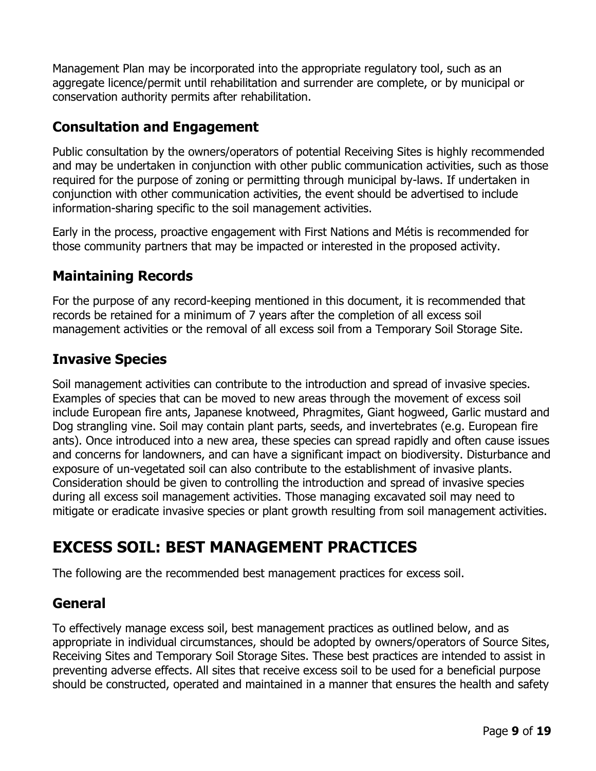Management Plan may be incorporated into the appropriate regulatory tool, such as an aggregate licence/permit until rehabilitation and surrender are complete, or by municipal or conservation authority permits after rehabilitation.

### Consultation and Engagement

Public consultation by the owners/operators of potential Receiving Sites is highly recommended and may be undertaken in conjunction with other public communication activities, such as those required for the purpose of zoning or permitting through municipal by-laws. If undertaken in conjunction with other communication activities, the event should be advertised to include information-sharing specific to the soil management activities.

Early in the process, proactive engagement with First Nations and Métis is recommended for those community partners that may be impacted or interested in the proposed activity.

### Maintaining Records

For the purpose of any record-keeping mentioned in this document, it is recommended that records be retained for a minimum of 7 years after the completion of all excess soil management activities or the removal of all excess soil from a Temporary Soil Storage Site.

### Invasive Species

Soil management activities can contribute to the introduction and spread of invasive species. Examples of species that can be moved to new areas through the movement of excess soil include European fire ants, Japanese knotweed, Phragmites, Giant hogweed, Garlic mustard and Dog strangling vine. Soil may contain plant parts, seeds, and invertebrates (e.g. European fire ants). Once introduced into a new area, these species can spread rapidly and often cause issues and concerns for landowners, and can have a significant impact on biodiversity. Disturbance and exposure of un-vegetated soil can also contribute to the establishment of invasive plants. Consideration should be given to controlling the introduction and spread of invasive species during all excess soil management activities. Those managing excavated soil may need to mitigate or eradicate invasive species or plant growth resulting from soil management activities.

## EXCESS SOIL: BEST MANAGEMENT PRACTICES

The following are the recommended best management practices for excess soil.

### General

To effectively manage excess soil, best management practices as outlined below, and as appropriate in individual circumstances, should be adopted by owners/operators of Source Sites, Receiving Sites and Temporary Soil Storage Sites. These best practices are intended to assist in preventing adverse effects. All sites that receive excess soil to be used for a beneficial purpose should be constructed, operated and maintained in a manner that ensures the health and safety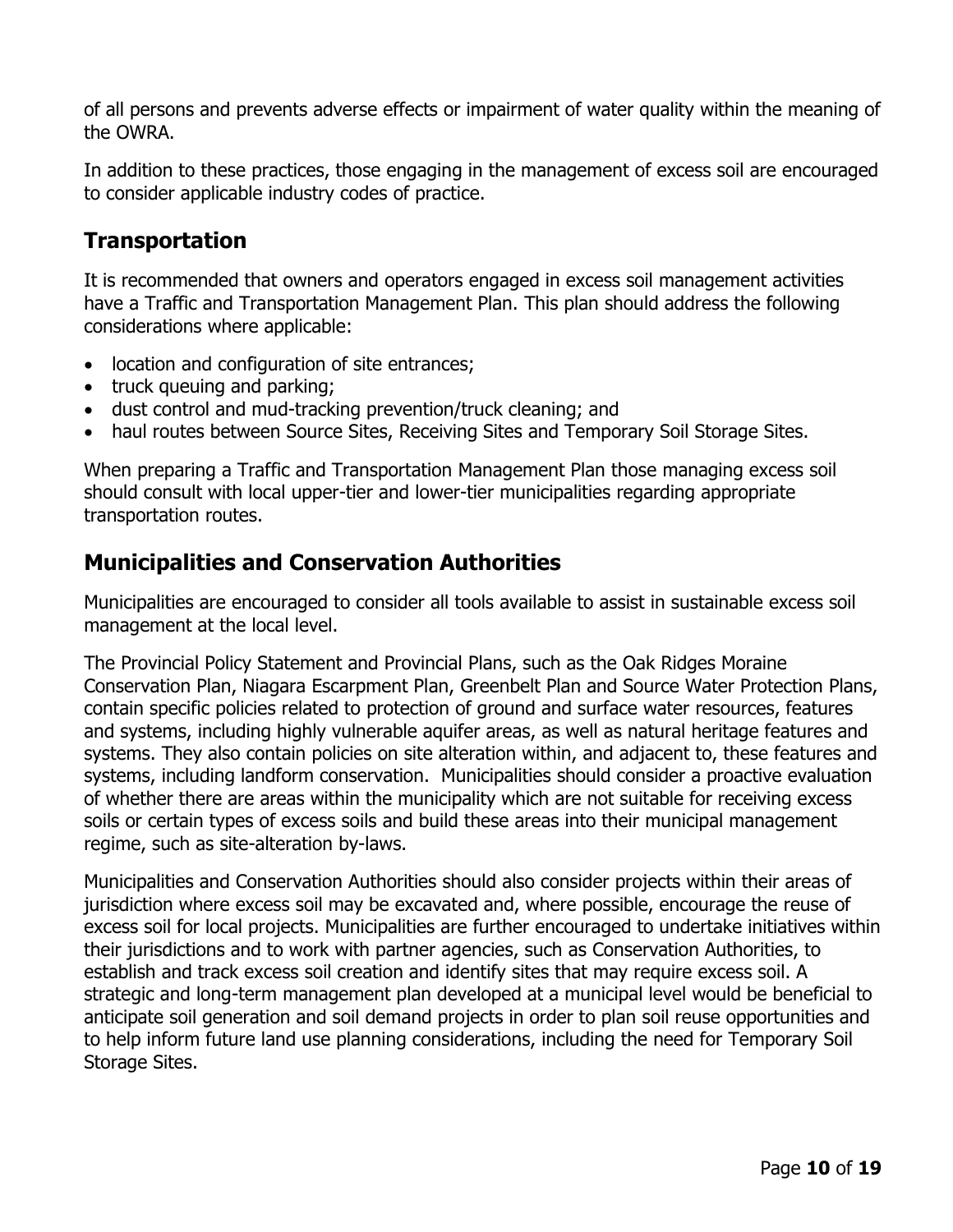of all persons and prevents adverse effects or impairment of water quality within the meaning of the OWRA.

In addition to these practices, those engaging in the management of excess soil are encouraged to consider applicable industry codes of practice.

## Transportation

It is recommended that owners and operators engaged in excess soil management activities have a Traffic and Transportation Management Plan. This plan should address the following considerations where applicable:

- location and configuration of site entrances;
- truck queuing and parking;
- dust control and mud-tracking prevention/truck cleaning; and
- haul routes between Source Sites, Receiving Sites and Temporary Soil Storage Sites.

When preparing a Traffic and Transportation Management Plan those managing excess soil should consult with local upper-tier and lower-tier municipalities regarding appropriate transportation routes.

## Municipalities and Conservation Authorities

Municipalities are encouraged to consider all tools available to assist in sustainable excess soil management at the local level.

The Provincial Policy Statement and Provincial Plans, such as the Oak Ridges Moraine Conservation Plan, Niagara Escarpment Plan, Greenbelt Plan and Source Water Protection Plans, contain specific policies related to protection of ground and surface water resources, features and systems, including highly vulnerable aquifer areas, as well as natural heritage features and systems. They also contain policies on site alteration within, and adjacent to, these features and systems, including landform conservation. Municipalities should consider a proactive evaluation of whether there are areas within the municipality which are not suitable for receiving excess soils or certain types of excess soils and build these areas into their municipal management regime, such as site-alteration by-laws.

Municipalities and Conservation Authorities should also consider projects within their areas of jurisdiction where excess soil may be excavated and, where possible, encourage the reuse of excess soil for local projects. Municipalities are further encouraged to undertake initiatives within their jurisdictions and to work with partner agencies, such as Conservation Authorities, to establish and track excess soil creation and identify sites that may require excess soil. A strategic and long-term management plan developed at a municipal level would be beneficial to anticipate soil generation and soil demand projects in order to plan soil reuse opportunities and to help inform future land use planning considerations, including the need for Temporary Soil Storage Sites.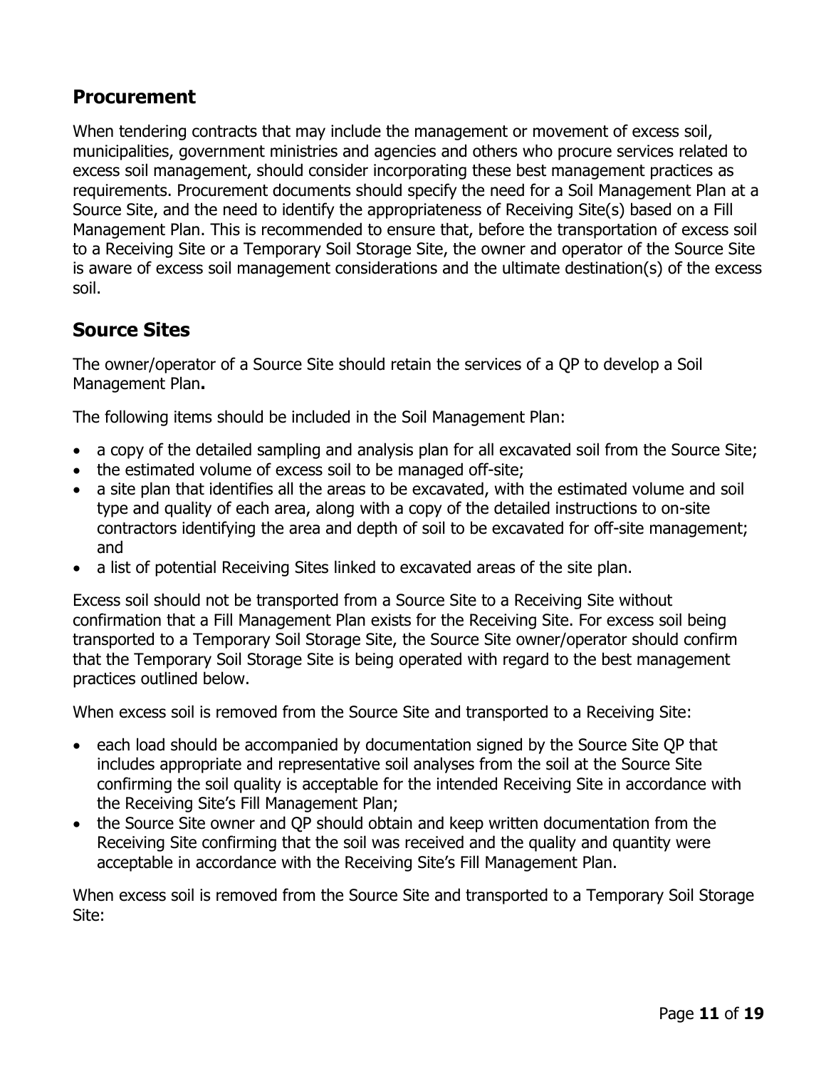## Procurement

When tendering contracts that may include the management or movement of excess soil, municipalities, government ministries and agencies and others who procure services related to excess soil management, should consider incorporating these best management practices as requirements. Procurement documents should specify the need for a Soil Management Plan at a Source Site, and the need to identify the appropriateness of Receiving Site(s) based on a Fill Management Plan. This is recommended to ensure that, before the transportation of excess soil to a Receiving Site or a Temporary Soil Storage Site, the owner and operator of the Source Site is aware of excess soil management considerations and the ultimate destination(s) of the excess soil.

## Source Sites

The owner/operator of a Source Site should retain the services of a QP to develop a Soil Management Plan**.**

The following items should be included in the Soil Management Plan:

- a copy of the detailed sampling and analysis plan for all excavated soil from the Source Site;
- the estimated volume of excess soil to be managed off-site;
- a site plan that identifies all the areas to be excavated, with the estimated volume and soil type and quality of each area, along with a copy of the detailed instructions to on-site contractors identifying the area and depth of soil to be excavated for off-site management; and
- a list of potential Receiving Sites linked to excavated areas of the site plan.

Excess soil should not be transported from a Source Site to a Receiving Site without confirmation that a Fill Management Plan exists for the Receiving Site. For excess soil being transported to a Temporary Soil Storage Site, the Source Site owner/operator should confirm that the Temporary Soil Storage Site is being operated with regard to the best management practices outlined below.

When excess soil is removed from the Source Site and transported to a Receiving Site:

- each load should be accompanied by documentation signed by the Source Site QP that includes appropriate and representative soil analyses from the soil at the Source Site confirming the soil quality is acceptable for the intended Receiving Site in accordance with the Receiving Site's Fill Management Plan;
- the Source Site owner and QP should obtain and keep written documentation from the Receiving Site confirming that the soil was received and the quality and quantity were acceptable in accordance with the Receiving Site's Fill Management Plan.

When excess soil is removed from the Source Site and transported to a Temporary Soil Storage Site: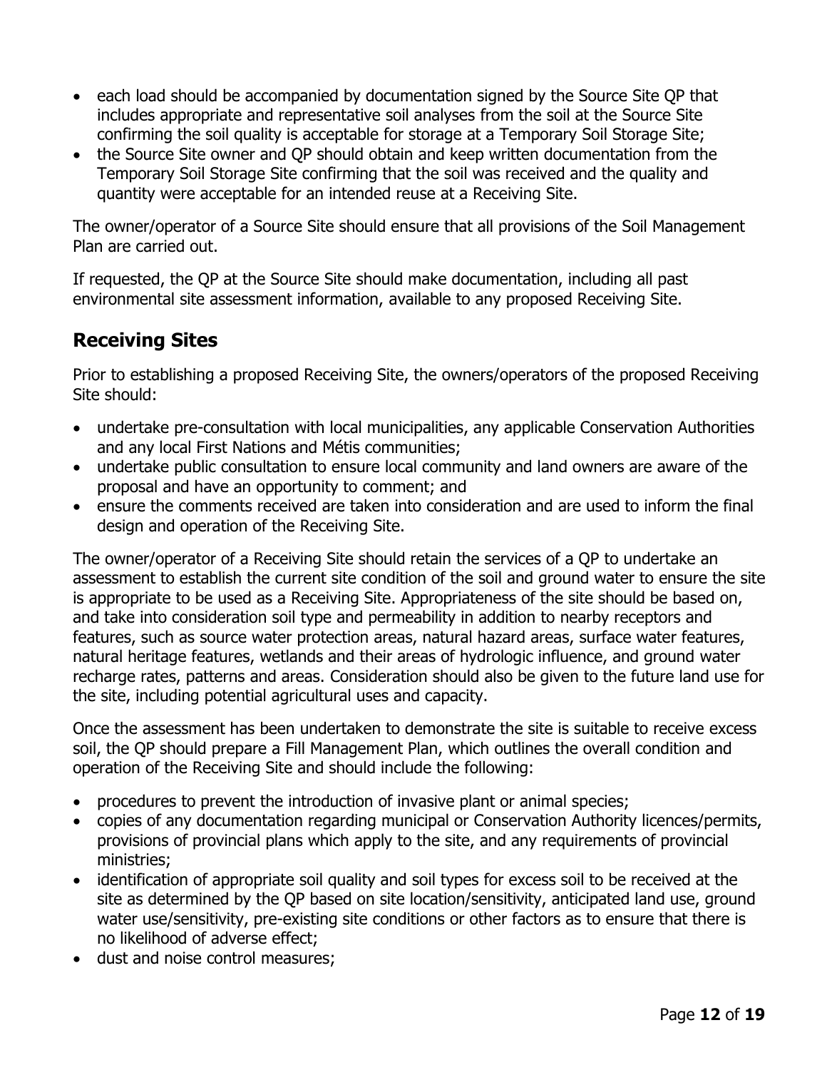- each load should be accompanied by documentation signed by the Source Site QP that includes appropriate and representative soil analyses from the soil at the Source Site confirming the soil quality is acceptable for storage at a Temporary Soil Storage Site;
- the Source Site owner and QP should obtain and keep written documentation from the Temporary Soil Storage Site confirming that the soil was received and the quality and quantity were acceptable for an intended reuse at a Receiving Site.

The owner/operator of a Source Site should ensure that all provisions of the Soil Management Plan are carried out.

If requested, the QP at the Source Site should make documentation, including all past environmental site assessment information, available to any proposed Receiving Site.

## Receiving Sites

Prior to establishing a proposed Receiving Site, the owners/operators of the proposed Receiving Site should:

- undertake pre-consultation with local municipalities, any applicable Conservation Authorities and any local First Nations and Métis communities;
- undertake public consultation to ensure local community and land owners are aware of the proposal and have an opportunity to comment; and
- ensure the comments received are taken into consideration and are used to inform the final design and operation of the Receiving Site.

The owner/operator of a Receiving Site should retain the services of a QP to undertake an assessment to establish the current site condition of the soil and ground water to ensure the site is appropriate to be used as a Receiving Site. Appropriateness of the site should be based on, and take into consideration soil type and permeability in addition to nearby receptors and features, such as source water protection areas, natural hazard areas, surface water features, natural heritage features, wetlands and their areas of hydrologic influence, and ground water recharge rates, patterns and areas. Consideration should also be given to the future land use for the site, including potential agricultural uses and capacity.

Once the assessment has been undertaken to demonstrate the site is suitable to receive excess soil, the QP should prepare a Fill Management Plan, which outlines the overall condition and operation of the Receiving Site and should include the following:

- procedures to prevent the introduction of invasive plant or animal species;
- copies of any documentation regarding municipal or Conservation Authority licences/permits, provisions of provincial plans which apply to the site, and any requirements of provincial ministries;
- identification of appropriate soil quality and soil types for excess soil to be received at the site as determined by the QP based on site location/sensitivity, anticipated land use, ground water use/sensitivity, pre-existing site conditions or other factors as to ensure that there is no likelihood of adverse effect;
- dust and noise control measures;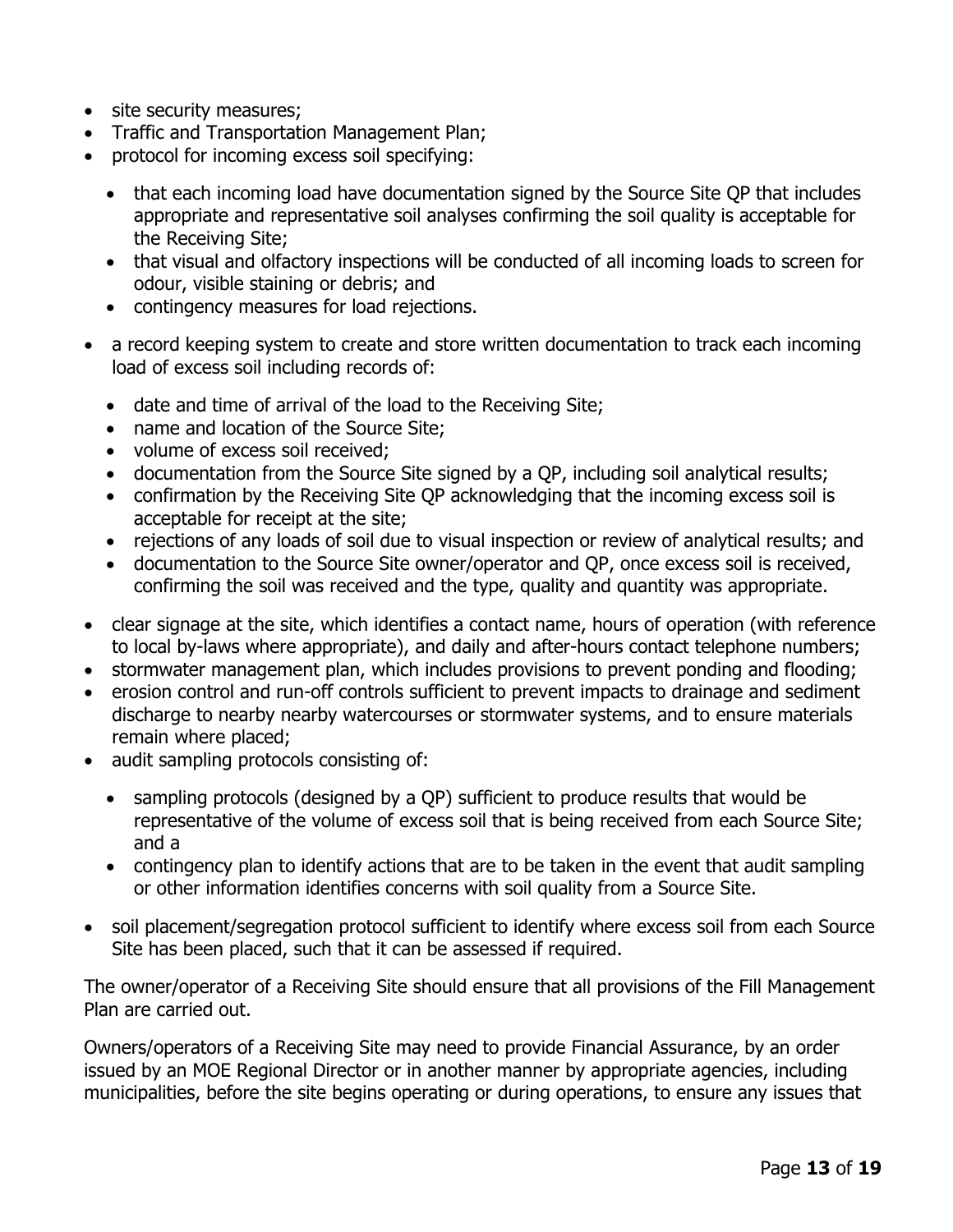- site security measures;
- Traffic and Transportation Management Plan;
- protocol for incoming excess soil specifying:
  - that each incoming load have documentation signed by the Source Site QP that includes appropriate and representative soil analyses confirming the soil quality is acceptable for the Receiving Site;
  - that visual and olfactory inspections will be conducted of all incoming loads to screen for odour, visible staining or debris; and
  - contingency measures for load rejections.
- a record keeping system to create and store written documentation to track each incoming load of excess soil including records of:
  - date and time of arrival of the load to the Receiving Site;
  - name and location of the Source Site;
  - volume of excess soil received;
  - documentation from the Source Site signed by a QP, including soil analytical results;
  - confirmation by the Receiving Site QP acknowledging that the incoming excess soil is acceptable for receipt at the site;
  - rejections of any loads of soil due to visual inspection or review of analytical results; and
  - documentation to the Source Site owner/operator and QP, once excess soil is received, confirming the soil was received and the type, quality and quantity was appropriate.
- clear signage at the site, which identifies a contact name, hours of operation (with reference to local by-laws where appropriate), and daily and after-hours contact telephone numbers;
- stormwater management plan, which includes provisions to prevent ponding and flooding;
- erosion control and run-off controls sufficient to prevent impacts to drainage and sediment discharge to nearby nearby watercourses or stormwater systems, and to ensure materials remain where placed;
- audit sampling protocols consisting of:
  - sampling protocols (designed by a QP) sufficient to produce results that would be representative of the volume of excess soil that is being received from each Source Site; and a
  - contingency plan to identify actions that are to be taken in the event that audit sampling or other information identifies concerns with soil quality from a Source Site.
- soil placement/segregation protocol sufficient to identify where excess soil from each Source Site has been placed, such that it can be assessed if required.

The owner/operator of a Receiving Site should ensure that all provisions of the Fill Management Plan are carried out.

Owners/operators of a Receiving Site may need to provide Financial Assurance, by an order issued by an MOE Regional Director or in another manner by appropriate agencies, including municipalities, before the site begins operating or during operations, to ensure any issues that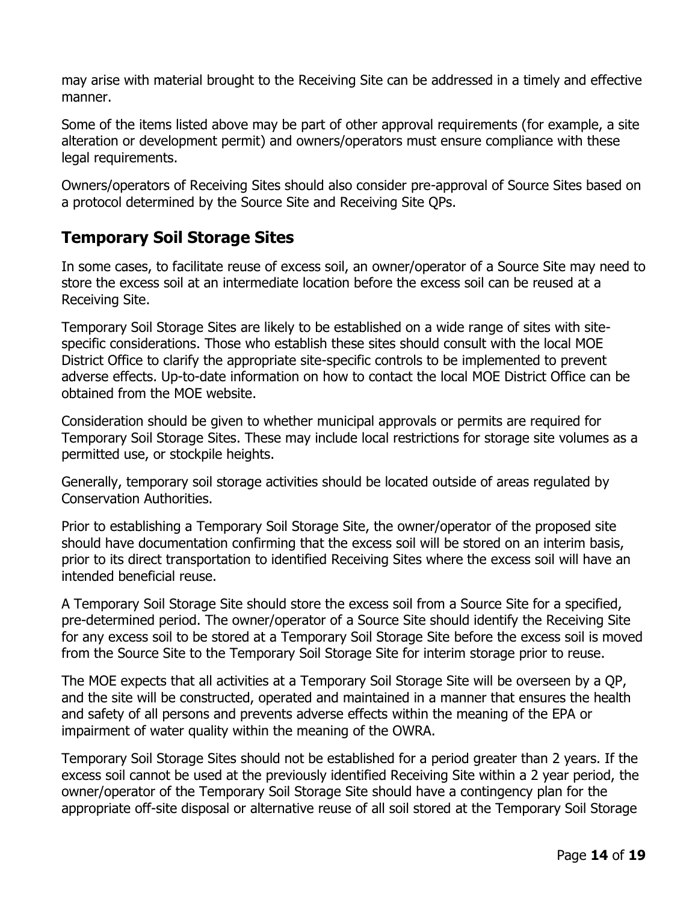may arise with material brought to the Receiving Site can be addressed in a timely and effective manner.

Some of the items listed above may be part of other approval requirements (for example, a site alteration or development permit) and owners/operators must ensure compliance with these legal requirements.

Owners/operators of Receiving Sites should also consider pre-approval of Source Sites based on a protocol determined by the Source Site and Receiving Site QPs.

## Temporary Soil Storage Sites

In some cases, to facilitate reuse of excess soil, an owner/operator of a Source Site may need to store the excess soil at an intermediate location before the excess soil can be reused at a Receiving Site.

Temporary Soil Storage Sites are likely to be established on a wide range of sites with site-specific considerations. Those who establish these sites should consult with the local MOE District Office to clarify the appropriate site-specific controls to be implemented to prevent adverse effects. Up-to-date information on how to contact the local MOE District Office can be obtained from the MOE website.

Consideration should be given to whether municipal approvals or permits are required for Temporary Soil Storage Sites. These may include local restrictions for storage site volumes as a permitted use, or stockpile heights.

Generally, temporary soil storage activities should be located outside of areas regulated by Conservation Authorities.

Prior to establishing a Temporary Soil Storage Site, the owner/operator of the proposed site should have documentation confirming that the excess soil will be stored on an interim basis, prior to its direct transportation to identified Receiving Sites where the excess soil will have an intended beneficial reuse.

A Temporary Soil Storage Site should store the excess soil from a Source Site for a specified, pre-determined period. The owner/operator of a Source Site should identify the Receiving Site for any excess soil to be stored at a Temporary Soil Storage Site before the excess soil is moved from the Source Site to the Temporary Soil Storage Site for interim storage prior to reuse.

The MOE expects that all activities at a Temporary Soil Storage Site will be overseen by a QP, and the site will be constructed, operated and maintained in a manner that ensures the health and safety of all persons and prevents adverse effects within the meaning of the EPA or impairment of water quality within the meaning of the OWRA.

Temporary Soil Storage Sites should not be established for a period greater than 2 years. If the excess soil cannot be used at the previously identified Receiving Site within a 2 year period, the owner/operator of the Temporary Soil Storage Site should have a contingency plan for the appropriate off-site disposal or alternative reuse of all soil stored at the Temporary Soil Storage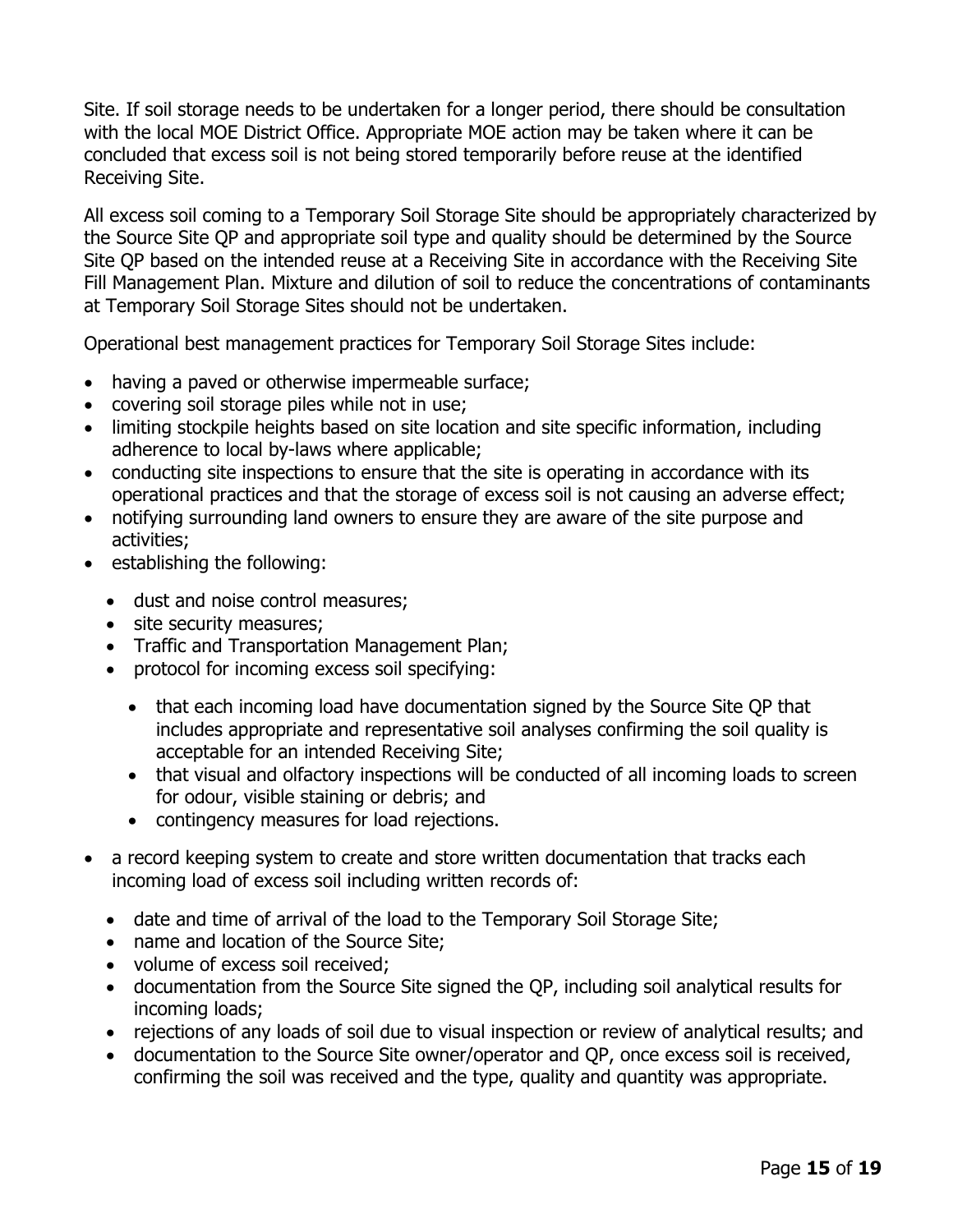Site. If soil storage needs to be undertaken for a longer period, there should be consultation with the local MOE District Office. Appropriate MOE action may be taken where it can be concluded that excess soil is not being stored temporarily before reuse at the identified Receiving Site.

All excess soil coming to a Temporary Soil Storage Site should be appropriately characterized by the Source Site QP and appropriate soil type and quality should be determined by the Source Site QP based on the intended reuse at a Receiving Site in accordance with the Receiving Site Fill Management Plan. Mixture and dilution of soil to reduce the concentrations of contaminants at Temporary Soil Storage Sites should not be undertaken.

Operational best management practices for Temporary Soil Storage Sites include:

- having a paved or otherwise impermeable surface;
- covering soil storage piles while not in use;
- limiting stockpile heights based on site location and site specific information, including adherence to local by-laws where applicable;
- conducting site inspections to ensure that the site is operating in accordance with its operational practices and that the storage of excess soil is not causing an adverse effect;
- notifying surrounding land owners to ensure they are aware of the site purpose and activities;
- establishing the following:
  - dust and noise control measures;
  - site security measures;
  - Traffic and Transportation Management Plan;
  - protocol for incoming excess soil specifying:
    - that each incoming load have documentation signed by the Source Site QP that includes appropriate and representative soil analyses confirming the soil quality is acceptable for an intended Receiving Site;
    - that visual and olfactory inspections will be conducted of all incoming loads to screen for odour, visible staining or debris; and
    - contingency measures for load rejections.
- a record keeping system to create and store written documentation that tracks each incoming load of excess soil including written records of:
  - date and time of arrival of the load to the Temporary Soil Storage Site;
  - name and location of the Source Site;
  - volume of excess soil received;
  - documentation from the Source Site signed the QP, including soil analytical results for incoming loads;
  - rejections of any loads of soil due to visual inspection or review of analytical results; and
  - documentation to the Source Site owner/operator and QP, once excess soil is received, confirming the soil was received and the type, quality and quantity was appropriate.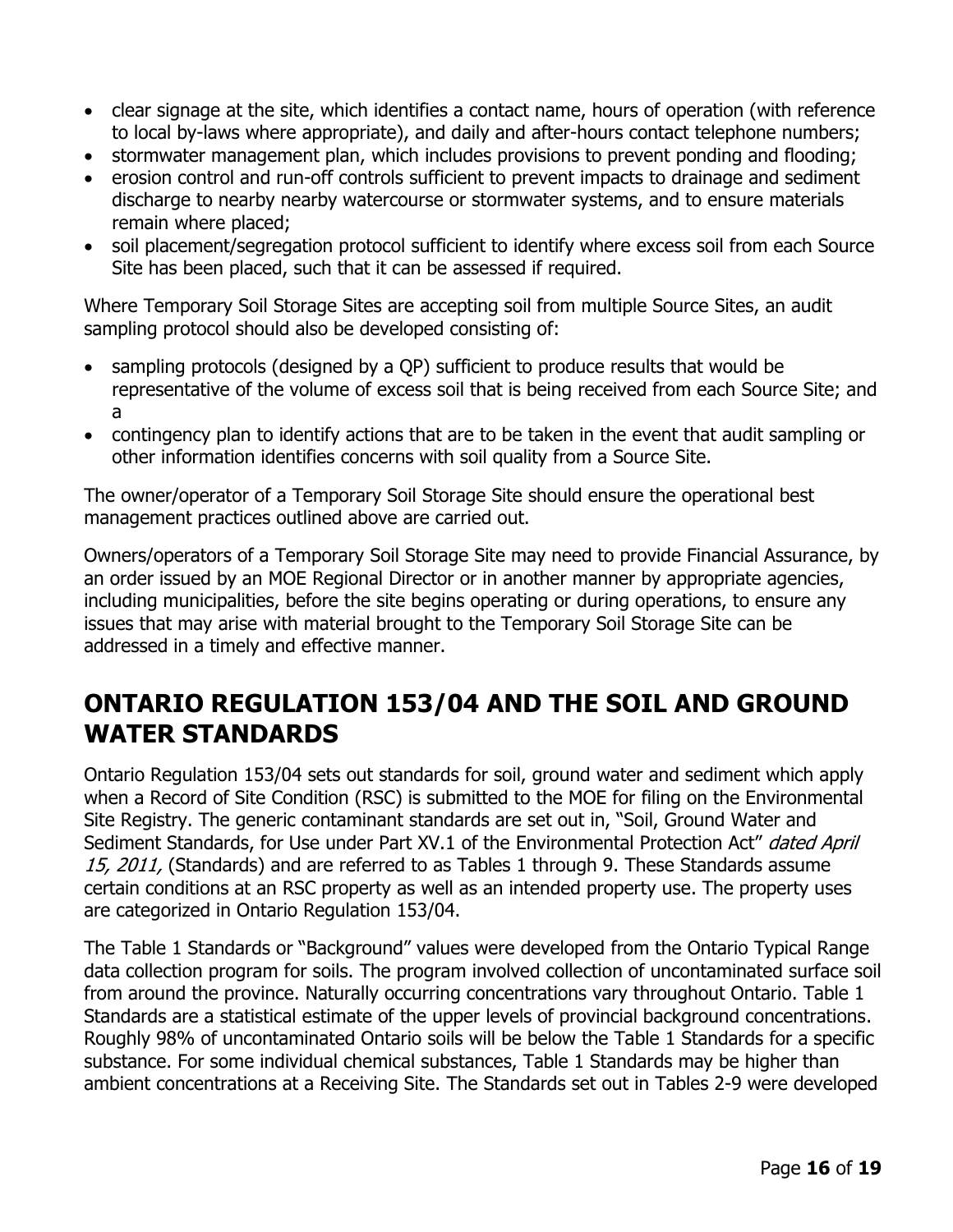- clear signage at the site, which identifies a contact name, hours of operation (with reference to local by-laws where appropriate), and daily and after-hours contact telephone numbers;
- stormwater management plan, which includes provisions to prevent ponding and flooding;
- erosion control and run-off controls sufficient to prevent impacts to drainage and sediment discharge to nearby nearby watercourse or stormwater systems, and to ensure materials remain where placed;
- soil placement/segregation protocol sufficient to identify where excess soil from each Source Site has been placed, such that it can be assessed if required.

Where Temporary Soil Storage Sites are accepting soil from multiple Source Sites, an audit sampling protocol should also be developed consisting of:

- sampling protocols (designed by a QP) sufficient to produce results that would be representative of the volume of excess soil that is being received from each Source Site; and a
- contingency plan to identify actions that are to be taken in the event that audit sampling or other information identifies concerns with soil quality from a Source Site.

The owner/operator of a Temporary Soil Storage Site should ensure the operational best management practices outlined above are carried out.

Owners/operators of a Temporary Soil Storage Site may need to provide Financial Assurance, by an order issued by an MOE Regional Director or in another manner by appropriate agencies, including municipalities, before the site begins operating or during operations, to ensure any issues that may arise with material brought to the Temporary Soil Storage Site can be addressed in a timely and effective manner.

## ONTARIO REGULATION 153/04 AND THE SOIL AND GROUND WATER STANDARDS

Ontario Regulation 153/04 sets out standards for soil, ground water and sediment which apply when a Record of Site Condition (RSC) is submitted to the MOE for filing on the Environmental Site Registry. The generic contaminant standards are set out in, "Soil, Ground Water and Sediment Standards, for Use under Part XV.1 of the Environmental Protection Act" *dated April 15, 2011,* (Standards) and are referred to as Tables 1 through 9. These Standards assume certain conditions at an RSC property as well as an intended property use. The property uses are categorized in Ontario Regulation 153/04.

The Table 1 Standards or "Background" values were developed from the Ontario Typical Range data collection program for soils. The program involved collection of uncontaminated surface soil from around the province. Naturally occurring concentrations vary throughout Ontario. Table 1 Standards are a statistical estimate of the upper levels of provincial background concentrations. Roughly 98% of uncontaminated Ontario soils will be below the Table 1 Standards for a specific substance. For some individual chemical substances, Table 1 Standards may be higher than ambient concentrations at a Receiving Site. The Standards set out in Tables 2-9 were developed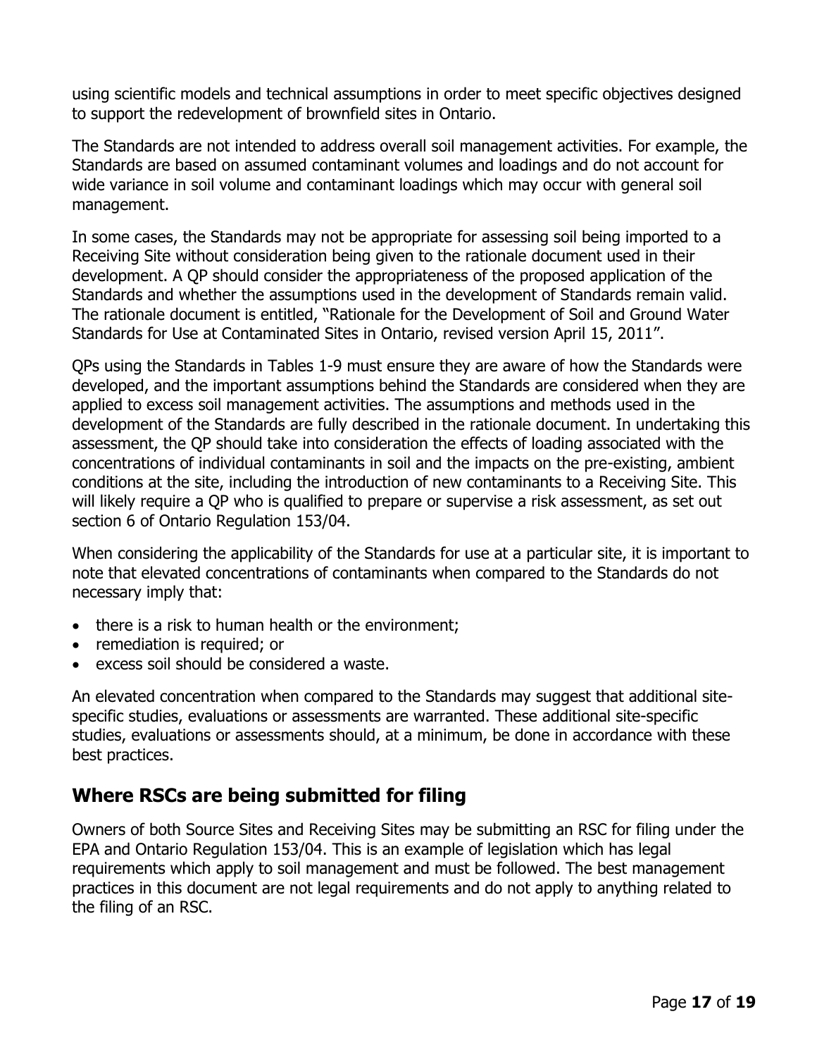using scientific models and technical assumptions in order to meet specific objectives designed to support the redevelopment of brownfield sites in Ontario.

The Standards are not intended to address overall soil management activities. For example, the Standards are based on assumed contaminant volumes and loadings and do not account for wide variance in soil volume and contaminant loadings which may occur with general soil management.

In some cases, the Standards may not be appropriate for assessing soil being imported to a Receiving Site without consideration being given to the rationale document used in their development. A QP should consider the appropriateness of the proposed application of the Standards and whether the assumptions used in the development of Standards remain valid. The rationale document is entitled, "Rationale for the Development of Soil and Ground Water Standards for Use at Contaminated Sites in Ontario, revised version April 15, 2011".

QPs using the Standards in Tables 1-9 must ensure they are aware of how the Standards were developed, and the important assumptions behind the Standards are considered when they are applied to excess soil management activities. The assumptions and methods used in the development of the Standards are fully described in the rationale document. In undertaking this assessment, the QP should take into consideration the effects of loading associated with the concentrations of individual contaminants in soil and the impacts on the pre-existing, ambient conditions at the site, including the introduction of new contaminants to a Receiving Site. This will likely require a QP who is qualified to prepare or supervise a risk assessment, as set out section 6 of Ontario Regulation 153/04.

When considering the applicability of the Standards for use at a particular site, it is important to note that elevated concentrations of contaminants when compared to the Standards do not necessary imply that:

- there is a risk to human health or the environment;
- remediation is required; or
- excess soil should be considered a waste.

An elevated concentration when compared to the Standards may suggest that additional site-specific studies, evaluations or assessments are warranted. These additional site-specific studies, evaluations or assessments should, at a minimum, be done in accordance with these best practices.

## Where RSCs are being submitted for filing

Owners of both Source Sites and Receiving Sites may be submitting an RSC for filing under the EPA and Ontario Regulation 153/04. This is an example of legislation which has legal requirements which apply to soil management and must be followed. The best management practices in this document are not legal requirements and do not apply to anything related to the filing of an RSC.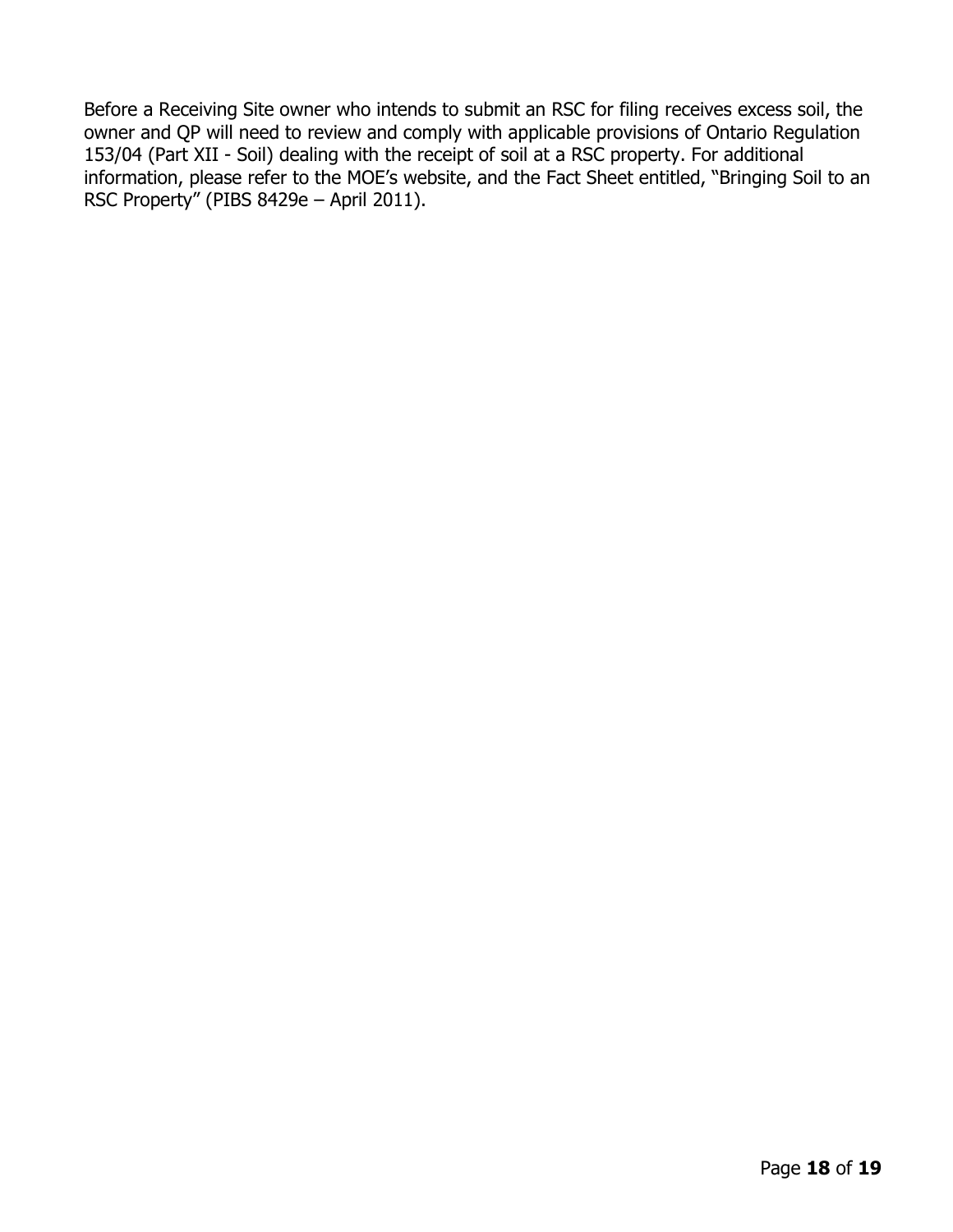Before a Receiving Site owner who intends to submit an RSC for filing receives excess soil, the owner and QP will need to review and comply with applicable provisions of Ontario Regulation 153/04 (Part XII - Soil) dealing with the receipt of soil at a RSC property. For additional information, please refer to the MOE's website, and the Fact Sheet entitled, "Bringing Soil to an RSC Property" (PIBS 8429e – April 2011).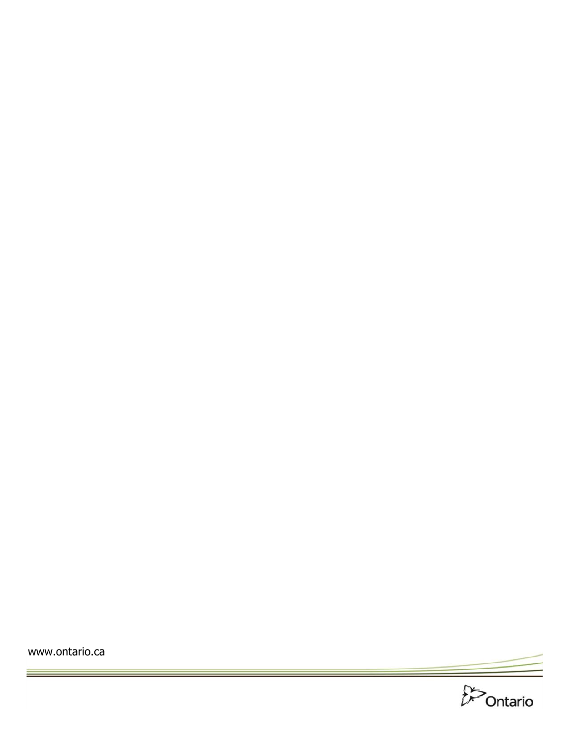www.ontario.ca

Ontario